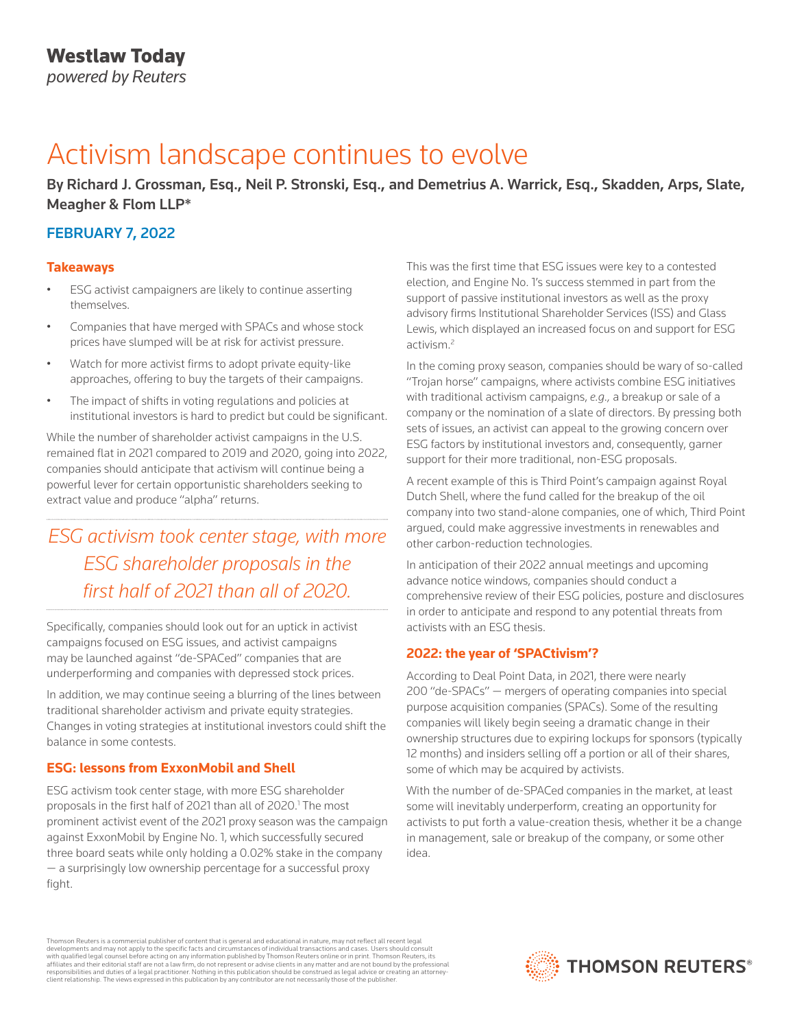**Westlaw Today**
*powered by Reuters*

# Activism landscape continues to evolve

**By Richard J. Grossman, Esq., Neil P. Stronski, Esq., and Demetrius A. Warrick, Esq., Skadden, Arps, Slate, Meagher & Flom LLP***

**FEBRUARY 7, 2022**

### Takeaways

- ESG activist campaigners are likely to continue asserting themselves.
- Companies that have merged with SPACs and whose stock prices have slumped will be at risk for activist pressure.
- Watch for more activist firms to adopt private equity-like approaches, offering to buy the targets of their campaigns.
- The impact of shifts in voting regulations and policies at institutional investors is hard to predict but could be significant.

While the number of shareholder activist campaigns in the U.S. remained flat in 2021 compared to 2019 and 2020, going into 2022, companies should anticipate that activism will continue being a powerful lever for certain opportunistic shareholders seeking to extract value and produce "alpha" returns.

*ESG activism took center stage, with more ESG shareholder proposals in the first half of 2021 than all of 2020.*

Specifically, companies should look out for an uptick in activist campaigns focused on ESG issues, and activist campaigns may be launched against "de-SPACed" companies that are underperforming and companies with depressed stock prices.

In addition, we may continue seeing a blurring of the lines between traditional shareholder activism and private equity strategies. Changes in voting strategies at institutional investors could shift the balance in some contests.

### ESG: lessons from ExxonMobil and Shell

ESG activism took center stage, with more ESG shareholder proposals in the first half of 2021 than all of 2020.[1] The most prominent activist event of the 2021 proxy season was the campaign against ExxonMobil by Engine No. 1, which successfully secured three board seats while only holding a 0.02% stake in the company — a surprisingly low ownership percentage for a successful proxy fight.

This was the first time that ESG issues were key to a contested election, and Engine No. 1's success stemmed in part from the support of passive institutional investors as well as the proxy advisory firms Institutional Shareholder Services (ISS) and Glass Lewis, which displayed an increased focus on and support for ESG activism.[2]

In the coming proxy season, companies should be wary of so-called "Trojan horse" campaigns, where activists combine ESG initiatives with traditional activism campaigns, *e.g.,* a breakup or sale of a company or the nomination of a slate of directors. By pressing both sets of issues, an activist can appeal to the growing concern over ESG factors by institutional investors and, consequently, garner support for their more traditional, non-ESG proposals.

A recent example of this is Third Point's campaign against Royal Dutch Shell, where the fund called for the breakup of the oil company into two stand-alone companies, one of which, Third Point argued, could make aggressive investments in renewables and other carbon-reduction technologies.

In anticipation of their 2022 annual meetings and upcoming advance notice windows, companies should conduct a comprehensive review of their ESG policies, posture and disclosures in order to anticipate and respond to any potential threats from activists with an ESG thesis.

### 2022: the year of 'SPACtivism'?

According to Deal Point Data, in 2021, there were nearly 200 "de-SPACs" — mergers of operating companies into special purpose acquisition companies (SPACs). Some of the resulting companies will likely begin seeing a dramatic change in their ownership structures due to expiring lockups for sponsors (typically 12 months) and insiders selling off a portion or all of their shares, some of which may be acquired by activists.

With the number of de-SPACed companies in the market, at least some will inevitably underperform, creating an opportunity for activists to put forth a value-creation thesis, whether it be a change in management, sale or breakup of the company, or some other idea.

Thomson Reuters is a commercial publisher of content that is general and educational in nature, may not reflect all recent legal developments and may not apply to the specific facts and circumstances of individual transactions and cases. Users should consult with qualified legal counsel before acting on any information published by Thomson Reuters online or in print. Thomson Reuters, its affiliates and their editorial staff are not a law firm, do not represent or advise clients in any matter and are not bound by the professional responsibilities and duties of a legal practitioner. Nothing in this publication should be construed as legal advice or creating an attorney-client relationship. The views expressed in this publication by any contributor are not necessarily those of the publisher.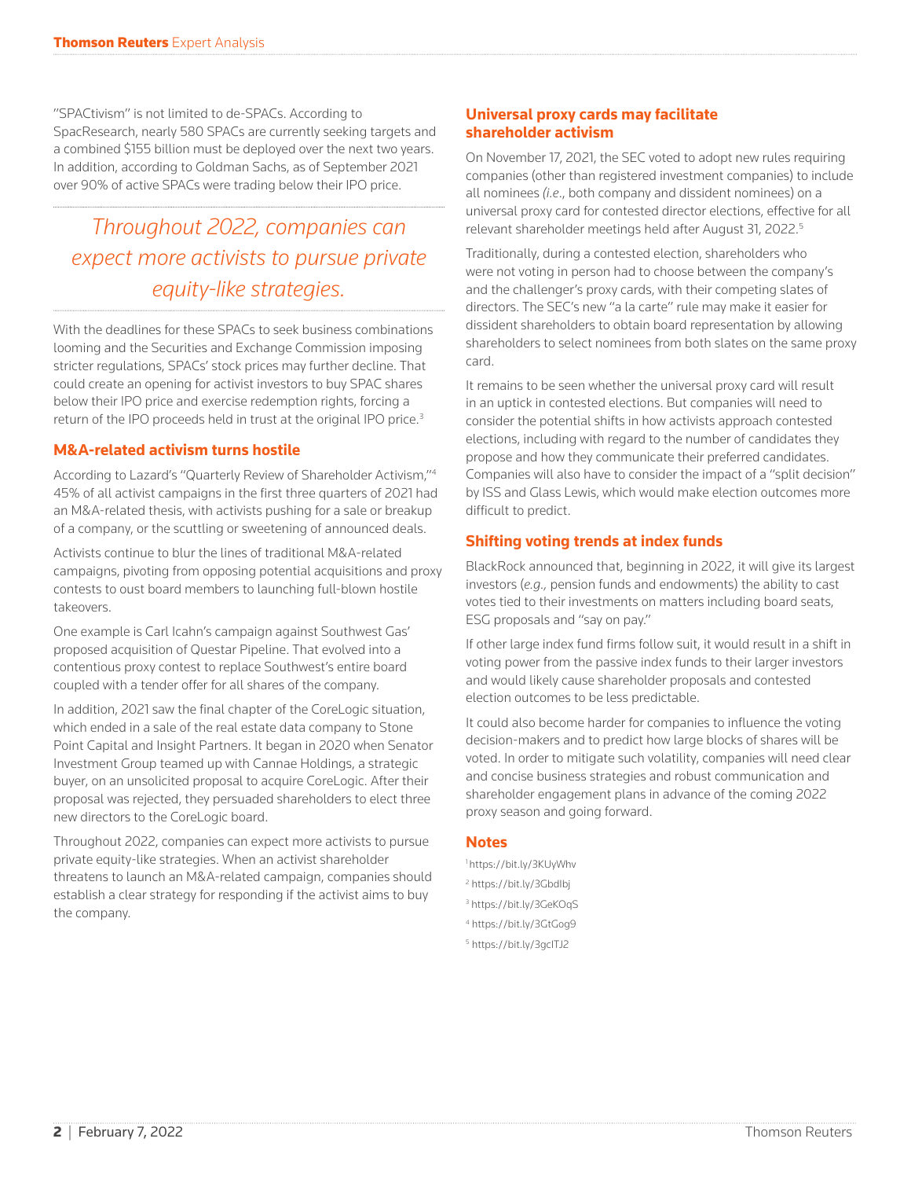"SPACtivism" is not limited to de-SPACs. According to SpacResearch, nearly 580 SPACs are currently seeking targets and a combined $155 billion must be deployed over the next two years. In addition, according to Goldman Sachs, as of September 2021 over 90% of active SPACs were trading below their IPO price.

> *Throughout 2022, companies can expect more activists to pursue private equity-like strategies.*

With the deadlines for these SPACs to seek business combinations looming and the Securities and Exchange Commission imposing stricter regulations, SPACs' stock prices may further decline. That could create an opening for activist investors to buy SPAC shares below their IPO price and exercise redemption rights, forcing a return of the IPO proceeds held in trust at the original IPO price.[3]

## M&A-related activism turns hostile

According to Lazard's "Quarterly Review of Shareholder Activism,"[4] 45% of all activist campaigns in the first three quarters of 2021 had an M&A-related thesis, with activists pushing for a sale or breakup of a company, or the scuttling or sweetening of announced deals.

Activists continue to blur the lines of traditional M&A-related campaigns, pivoting from opposing potential acquisitions and proxy contests to oust board members to launching full-blown hostile takeovers.

One example is Carl Icahn's campaign against Southwest Gas' proposed acquisition of Questar Pipeline. That evolved into a contentious proxy contest to replace Southwest's entire board coupled with a tender offer for all shares of the company.

In addition, 2021 saw the final chapter of the CoreLogic situation, which ended in a sale of the real estate data company to Stone Point Capital and Insight Partners. It began in 2020 when Senator Investment Group teamed up with Cannae Holdings, a strategic buyer, on an unsolicited proposal to acquire CoreLogic. After their proposal was rejected, they persuaded shareholders to elect three new directors to the CoreLogic board.

Throughout 2022, companies can expect more activists to pursue private equity-like strategies. When an activist shareholder threatens to launch an M&A-related campaign, companies should establish a clear strategy for responding if the activist aims to buy the company.

## Universal proxy cards may facilitate shareholder activism

On November 17, 2021, the SEC voted to adopt new rules requiring companies (other than registered investment companies) to include all nominees (*i.e.*, both company and dissident nominees) on a universal proxy card for contested director elections, effective for all relevant shareholder meetings held after August 31, 2022.[5]

Traditionally, during a contested election, shareholders who were not voting in person had to choose between the company's and the challenger's proxy cards, with their competing slates of directors. The SEC's new "a la carte" rule may make it easier for dissident shareholders to obtain board representation by allowing shareholders to select nominees from both slates on the same proxy card.

It remains to be seen whether the universal proxy card will result in an uptick in contested elections. But companies will need to consider the potential shifts in how activists approach contested elections, including with regard to the number of candidates they propose and how they communicate their preferred candidates. Companies will also have to consider the impact of a "split decision" by ISS and Glass Lewis, which would make election outcomes more difficult to predict.

## Shifting voting trends at index funds

BlackRock announced that, beginning in 2022, it will give its largest investors (*e.g.,* pension funds and endowments) the ability to cast votes tied to their investments on matters including board seats, ESG proposals and "say on pay."

If other large index fund firms follow suit, it would result in a shift in voting power from the passive index funds to their larger investors and would likely cause shareholder proposals and contested election outcomes to be less predictable.

It could also become harder for companies to influence the voting decision-makers and to predict how large blocks of shares will be voted. In order to mitigate such volatility, companies will need clear and concise business strategies and robust communication and shareholder engagement plans in advance of the coming 2022 proxy season and going forward.

## Notes

[1] https://bit.ly/3KUyWhv

[2] https://bit.ly/3GbdIbj

[3] https://bit.ly/3GeKOqS

[4] https://bit.ly/3GtGog9

[5] https://bit.ly/3gcITJ2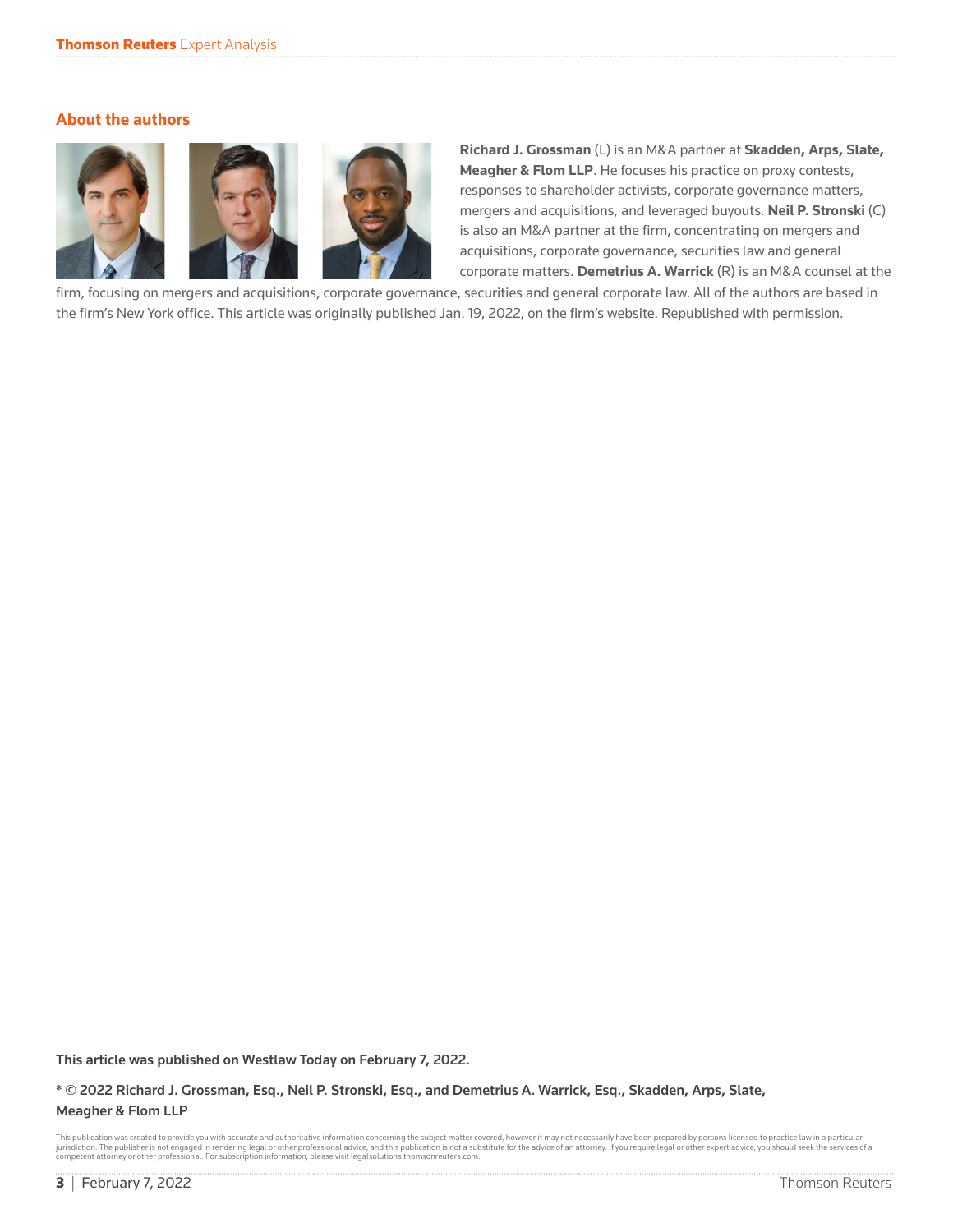## About the authors

**Richard J. Grossman** (L) is an M&A partner at **Skadden, Arps, Slate, Meagher & Flom LLP**. He focuses his practice on proxy contests, responses to shareholder activists, corporate governance matters, mergers and acquisitions, and leveraged buyouts. **Neil P. Stronski** (C) is also an M&A partner at the firm, concentrating on mergers and acquisitions, corporate governance, securities law and general corporate matters. **Demetrius A. Warrick** (R) is an M&A counsel at the firm, focusing on mergers and acquisitions, corporate governance, securities and general corporate law. All of the authors are based in the firm's New York office. This article was originally published Jan. 19, 2022, on the firm's website. Republished with permission.

**This article was published on Westlaw Today on February 7, 2022.**

**\* © 2022 Richard J. Grossman, Esq., Neil P. Stronski, Esq., and Demetrius A. Warrick, Esq., Skadden, Arps, Slate, Meagher & Flom LLP**

This publication was created to provide you with accurate and authoritative information concerning the subject matter covered, however it may not necessarily have been prepared by persons licensed to practice law in a particular jurisdiction. The publisher is not engaged in rendering legal or other professional advice, and this publication is not a substitute for the advice of an attorney. If you require legal or other expert advice, you should seek the services of a competent attorney or other professional. For subscription information, please visit legalsolutions.thomsonreuters.com.